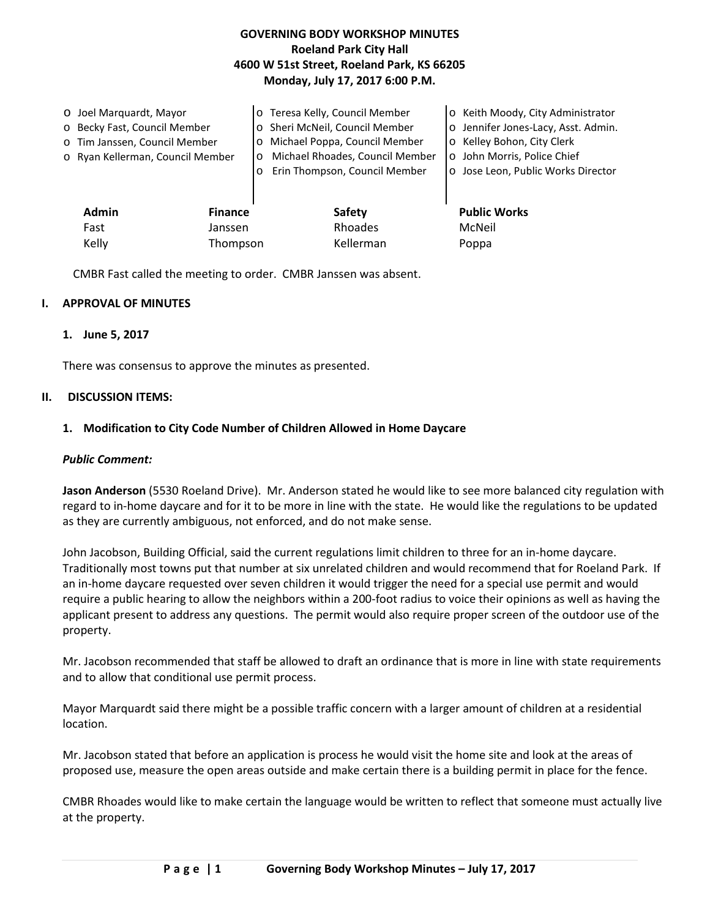# GOVERNING BODY WORKSHOP MINUTES
**Roeland Park City Hall**
**4600 W 51st Street, Roeland Park, KS 66205**
**Monday, July 17, 2017 6:00 P.M.**

- Joel Marquardt, Mayor
- Becky Fast, Council Member
- Tim Janssen, Council Member
- Ryan Kellerman, Council Member
- Teresa Kelly, Council Member
- Sheri McNeil, Council Member
- Michael Poppa, Council Member
- Michael Rhoades, Council Member
- Erin Thompson, Council Member
- Keith Moody, City Administrator
- Jennifer Jones-Lacy, Asst. Admin.
- Kelley Bohon, City Clerk
- John Morris, Police Chief
- Jose Leon, Public Works Director

| Admin | Finance | Safety | Public Works |
| --- | --- | --- | --- |
| Fast | Janssen | Rhoades | McNeil |
| Kelly | Thompson | Kellerman | Poppa |

CMBR Fast called the meeting to order. CMBR Janssen was absent.

## I. APPROVAL OF MINUTES

### 1. June 5, 2017

There was consensus to approve the minutes as presented.

## II. DISCUSSION ITEMS:

### 1. Modification to City Code Number of Children Allowed in Home Daycare

***Public Comment:***

**Jason Anderson** (5530 Roeland Drive). Mr. Anderson stated he would like to see more balanced city regulation with regard to in-home daycare and for it to be more in line with the state. He would like the regulations to be updated as they are currently ambiguous, not enforced, and do not make sense.

John Jacobson, Building Official, said the current regulations limit children to three for an in-home daycare. Traditionally most towns put that number at six unrelated children and would recommend that for Roeland Park. If an in-home daycare requested over seven children it would trigger the need for a special use permit and would require a public hearing to allow the neighbors within a 200-foot radius to voice their opinions as well as having the applicant present to address any questions. The permit would also require proper screen of the outdoor use of the property.

Mr. Jacobson recommended that staff be allowed to draft an ordinance that is more in line with state requirements and to allow that conditional use permit process.

Mayor Marquardt said there might be a possible traffic concern with a larger amount of children at a residential location.

Mr. Jacobson stated that before an application is process he would visit the home site and look at the areas of proposed use, measure the open areas outside and make certain there is a building permit in place for the fence.

CMBR Rhoades would like to make certain the language would be written to reflect that someone must actually live at the property.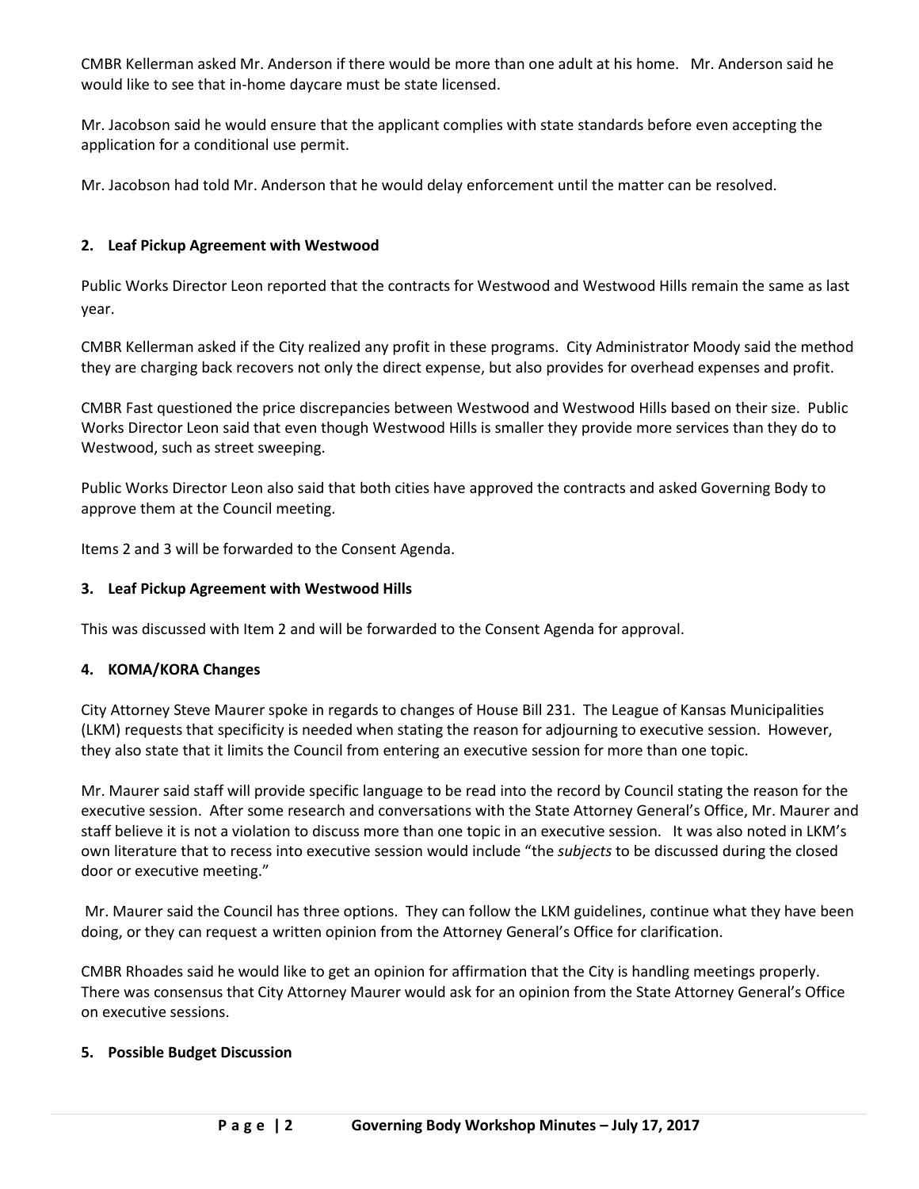CMBR Kellerman asked Mr. Anderson if there would be more than one adult at his home. Mr. Anderson said he would like to see that in-home daycare must be state licensed.

Mr. Jacobson said he would ensure that the applicant complies with state standards before even accepting the application for a conditional use permit.

Mr. Jacobson had told Mr. Anderson that he would delay enforcement until the matter can be resolved.

**2. Leaf Pickup Agreement with Westwood**

Public Works Director Leon reported that the contracts for Westwood and Westwood Hills remain the same as last year.

CMBR Kellerman asked if the City realized any profit in these programs. City Administrator Moody said the method they are charging back recovers not only the direct expense, but also provides for overhead expenses and profit.

CMBR Fast questioned the price discrepancies between Westwood and Westwood Hills based on their size. Public Works Director Leon said that even though Westwood Hills is smaller they provide more services than they do to Westwood, such as street sweeping.

Public Works Director Leon also said that both cities have approved the contracts and asked Governing Body to approve them at the Council meeting.

Items 2 and 3 will be forwarded to the Consent Agenda.

**3. Leaf Pickup Agreement with Westwood Hills**

This was discussed with Item 2 and will be forwarded to the Consent Agenda for approval.

**4. KOMA/KORA Changes**

City Attorney Steve Maurer spoke in regards to changes of House Bill 231. The League of Kansas Municipalities (LKM) requests that specificity is needed when stating the reason for adjourning to executive session. However, they also state that it limits the Council from entering an executive session for more than one topic.

Mr. Maurer said staff will provide specific language to be read into the record by Council stating the reason for the executive session. After some research and conversations with the State Attorney General's Office, Mr. Maurer and staff believe it is not a violation to discuss more than one topic in an executive session. It was also noted in LKM's own literature that to recess into executive session would include "the *subjects* to be discussed during the closed door or executive meeting."

Mr. Maurer said the Council has three options. They can follow the LKM guidelines, continue what they have been doing, or they can request a written opinion from the Attorney General's Office for clarification.

CMBR Rhoades said he would like to get an opinion for affirmation that the City is handling meetings properly. There was consensus that City Attorney Maurer would ask for an opinion from the State Attorney General's Office on executive sessions.

**5. Possible Budget Discussion**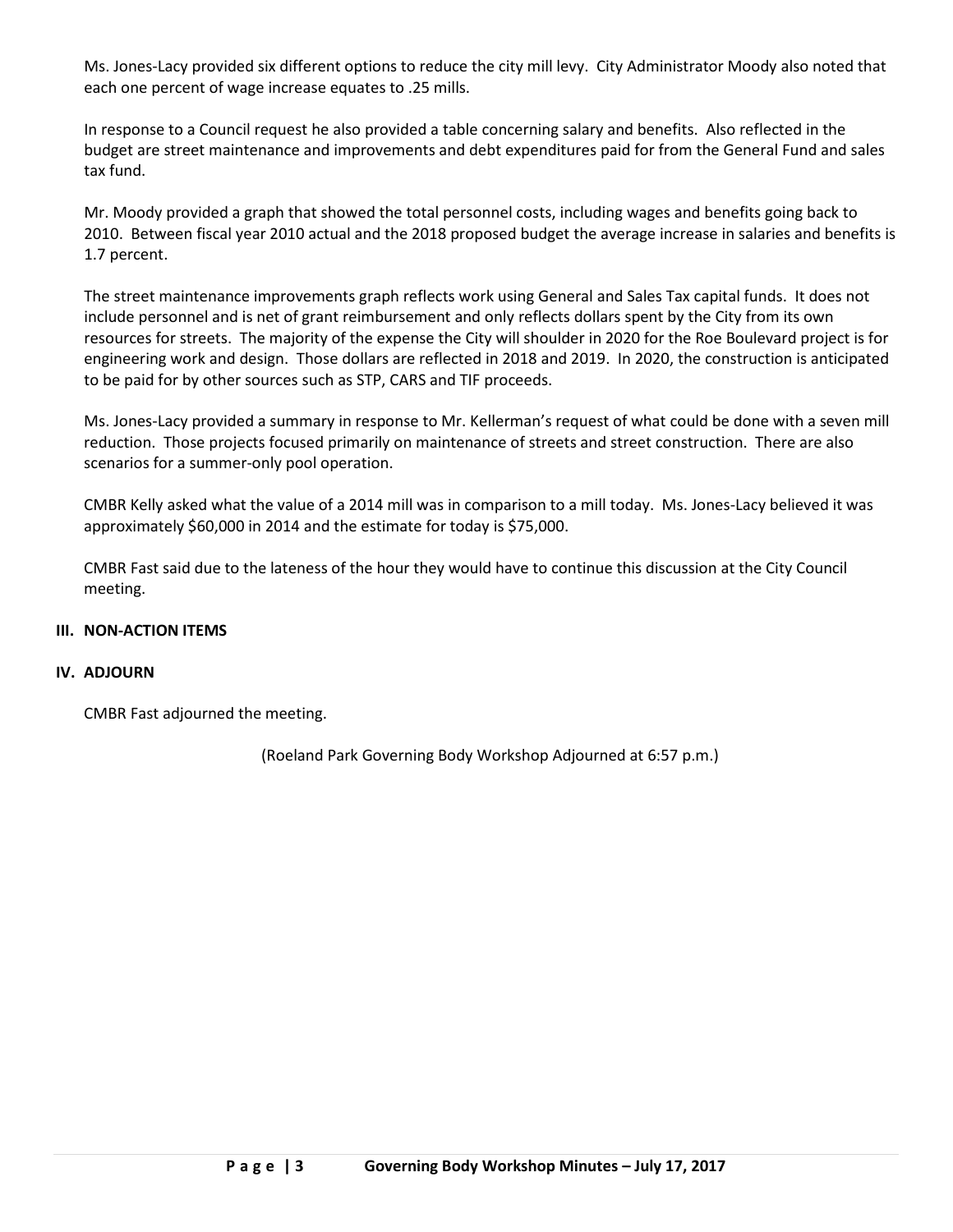Ms. Jones-Lacy provided six different options to reduce the city mill levy. City Administrator Moody also noted that each one percent of wage increase equates to .25 mills.

In response to a Council request he also provided a table concerning salary and benefits. Also reflected in the budget are street maintenance and improvements and debt expenditures paid for from the General Fund and sales tax fund.

Mr. Moody provided a graph that showed the total personnel costs, including wages and benefits going back to 2010. Between fiscal year 2010 actual and the 2018 proposed budget the average increase in salaries and benefits is 1.7 percent.

The street maintenance improvements graph reflects work using General and Sales Tax capital funds. It does not include personnel and is net of grant reimbursement and only reflects dollars spent by the City from its own resources for streets. The majority of the expense the City will shoulder in 2020 for the Roe Boulevard project is for engineering work and design. Those dollars are reflected in 2018 and 2019. In 2020, the construction is anticipated to be paid for by other sources such as STP, CARS and TIF proceeds.

Ms. Jones-Lacy provided a summary in response to Mr. Kellerman's request of what could be done with a seven mill reduction. Those projects focused primarily on maintenance of streets and street construction. There are also scenarios for a summer-only pool operation.

CMBR Kelly asked what the value of a 2014 mill was in comparison to a mill today. Ms. Jones-Lacy believed it was approximately $60,000 in 2014 and the estimate for today is $75,000.

CMBR Fast said due to the lateness of the hour they would have to continue this discussion at the City Council meeting.

## III. NON-ACTION ITEMS

## IV. ADJOURN

CMBR Fast adjourned the meeting.

(Roeland Park Governing Body Workshop Adjourned at 6:57 p.m.)